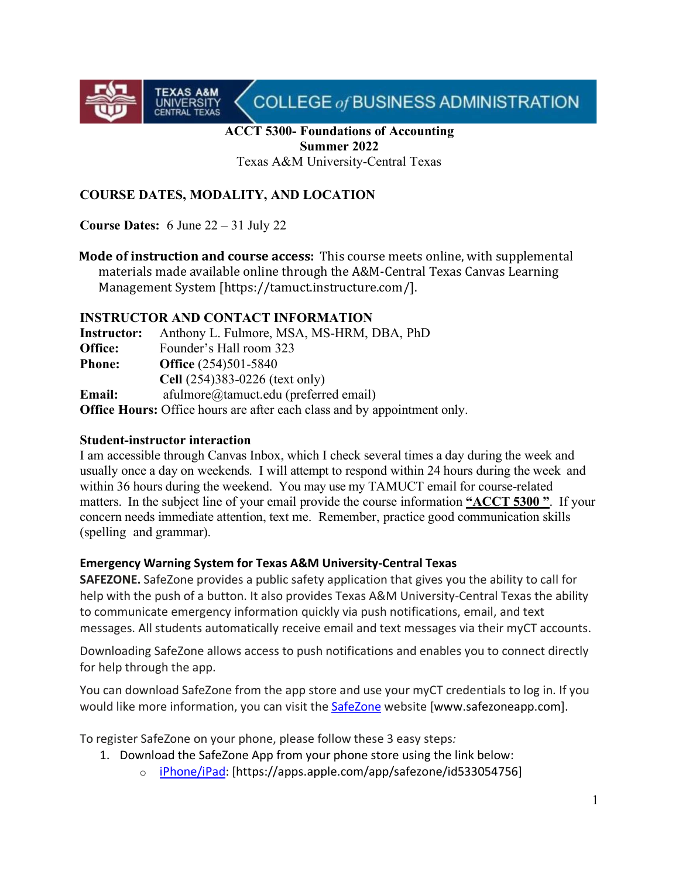TEXAS A&M UNIVERSITY CENTRAL TEXAS | COLLEGE of BUSINESS ADMINISTRATION

# ACCT 5300- Foundations of Accounting
## Summer 2022
Texas A&M University-Central Texas

## COURSE DATES, MODALITY, AND LOCATION

**Course Dates:** 6 June 22 – 31 July 22

**Mode of instruction and course access:** This course meets online, with supplemental materials made available online through the A&M-Central Texas Canvas Learning Management System [https://tamuct.instructure.com/].

## INSTRUCTOR AND CONTACT INFORMATION

**Instructor:** Anthony L. Fulmore, MSA, MS-HRM, DBA, PhD
**Office:** Founder's Hall room 323
**Phone:** **Office** (254)501-5840
**Cell** (254)383-0226 (text only)
**Email:** afulmore@tamuct.edu (preferred email)
**Office Hours:** Office hours are after each class and by appointment only.

### Student-instructor interaction

I am accessible through Canvas Inbox, which I check several times a day during the week and usually once a day on weekends. I will attempt to respond within 24 hours during the week and within 36 hours during the weekend. You may use my TAMUCT email for course-related matters. In the subject line of your email provide the course information **"ACCT 5300 "**. If your concern needs immediate attention, text me. Remember, practice good communication skills (spelling and grammar).

### Emergency Warning System for Texas A&M University-Central Texas

**SAFEZONE.** SafeZone provides a public safety application that gives you the ability to call for help with the push of a button. It also provides Texas A&M University-Central Texas the ability to communicate emergency information quickly via push notifications, email, and text messages. All students automatically receive email and text messages via their myCT accounts.

Downloading SafeZone allows access to push notifications and enables you to connect directly for help through the app.

You can download SafeZone from the app store and use your myCT credentials to log in. If you would like more information, you can visit the SafeZone website [www.safezoneapp.com].

To register SafeZone on your phone, please follow these 3 easy steps*:*

1. Download the SafeZone App from your phone store using the link below:
   - iPhone/iPad: [https://apps.apple.com/app/safezone/id533054756]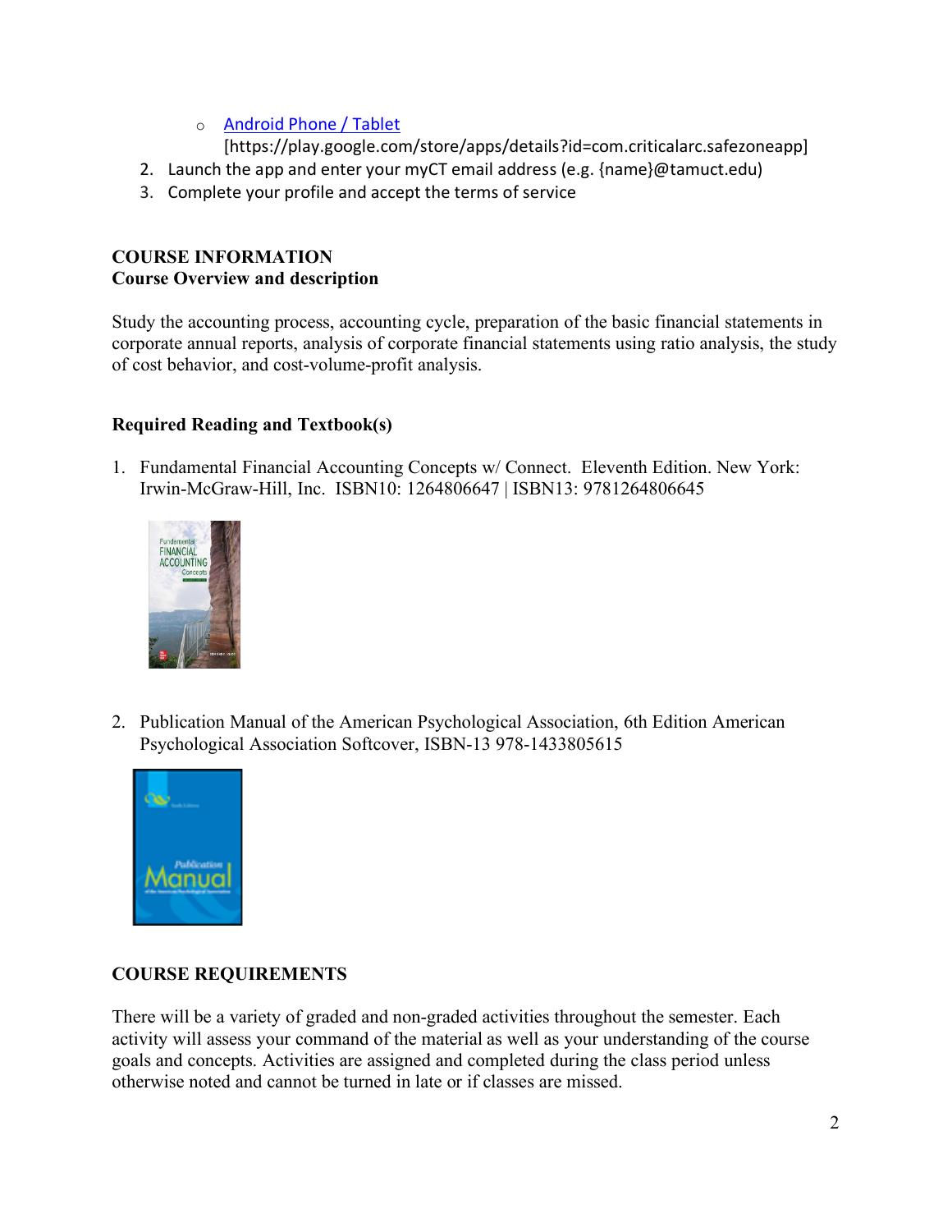- [Android Phone / Tablet](https://play.google.com/store/apps/details?id=com.criticalarc.safezoneapp) [https://play.google.com/store/apps/details?id=com.criticalarc.safezoneapp]
2. Launch the app and enter your myCT email address (e.g. {name}@tamuct.edu)
3. Complete your profile and accept the terms of service

## COURSE INFORMATION

### Course Overview and description

Study the accounting process, accounting cycle, preparation of the basic financial statements in corporate annual reports, analysis of corporate financial statements using ratio analysis, the study of cost behavior, and cost-volume-profit analysis.

### Required Reading and Textbook(s)

1. Fundamental Financial Accounting Concepts w/ Connect. Eleventh Edition. New York: Irwin-McGraw-Hill, Inc. ISBN10: 1264806647 | ISBN13: 9781264806645

2. Publication Manual of the American Psychological Association, 6th Edition American Psychological Association Softcover, ISBN-13 978-1433805615

## COURSE REQUIREMENTS

There will be a variety of graded and non-graded activities throughout the semester. Each activity will assess your command of the material as well as your understanding of the course goals and concepts. Activities are assigned and completed during the class period unless otherwise noted and cannot be turned in late or if classes are missed.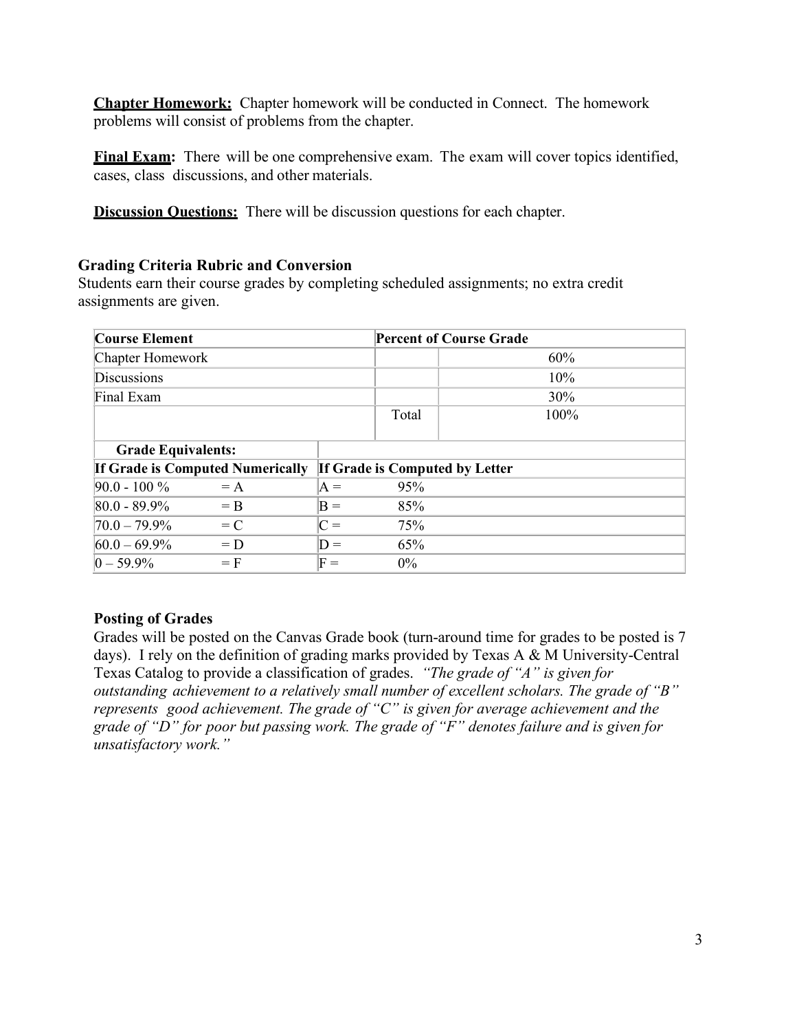**Chapter Homework:** Chapter homework will be conducted in Connect. The homework problems will consist of problems from the chapter.

**Final Exam:** There will be one comprehensive exam. The exam will cover topics identified, cases, class discussions, and other materials.

**Discussion Questions:** There will be discussion questions for each chapter.

### Grading Criteria Rubric and Conversion

Students earn their course grades by completing scheduled assignments; no extra credit assignments are given.

| Course Element | Percent of Course Grade | |
|---|---|---|
| Chapter Homework | | 60% |
| Discussions | | 10% |
| Final Exam | | 30% |
| | Total | 100% |

| **Grade Equivalents:** | |
|---|---|
| **If Grade is Computed Numerically** | **If Grade is Computed by Letter** |
| 90.0 - 100 % = A | A = 95% |
| 80.0 - 89.9% = B | B = 85% |
| 70.0 – 79.9% = C | C = 75% |
| 60.0 – 69.9% = D | D = 65% |
| 0 – 59.9% = F | F = 0% |

### Posting of Grades

Grades will be posted on the Canvas Grade book (turn-around time for grades to be posted is 7 days). I rely on the definition of grading marks provided by Texas A & M University-Central Texas Catalog to provide a classification of grades. *"The grade of "A" is given for outstanding achievement to a relatively small number of excellent scholars. The grade of "B" represents good achievement. The grade of "C" is given for average achievement and the grade of "D" for poor but passing work. The grade of "F" denotes failure and is given for unsatisfactory work."*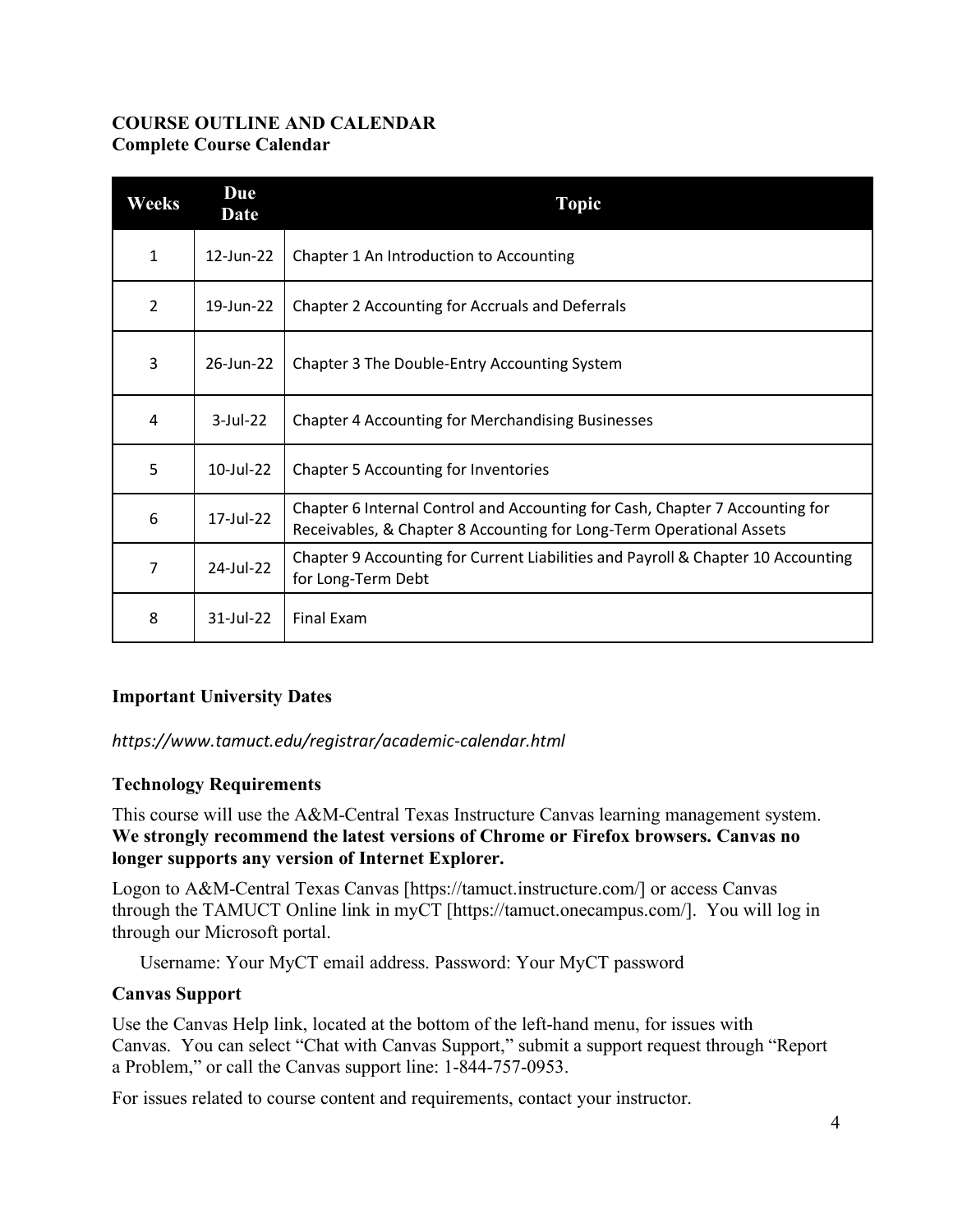## COURSE OUTLINE AND CALENDAR

### Complete Course Calendar

| Weeks | Due Date | Topic |
|---|---|---|
| 1 | 12-Jun-22 | Chapter 1 An Introduction to Accounting |
| 2 | 19-Jun-22 | Chapter 2 Accounting for Accruals and Deferrals |
| 3 | 26-Jun-22 | Chapter 3 The Double-Entry Accounting System |
| 4 | 3-Jul-22 | Chapter 4 Accounting for Merchandising Businesses |
| 5 | 10-Jul-22 | Chapter 5 Accounting for Inventories |
| 6 | 17-Jul-22 | Chapter 6 Internal Control and Accounting for Cash, Chapter 7 Accounting for Receivables, & Chapter 8 Accounting for Long-Term Operational Assets |
| 7 | 24-Jul-22 | Chapter 9 Accounting for Current Liabilities and Payroll & Chapter 10 Accounting for Long-Term Debt |
| 8 | 31-Jul-22 | Final Exam |

### Important University Dates

*https://www.tamuct.edu/registrar/academic-calendar.html*

### Technology Requirements

This course will use the A&M-Central Texas Instructure Canvas learning management system. **We strongly recommend the latest versions of Chrome or Firefox browsers. Canvas no longer supports any version of Internet Explorer.**

Logon to A&M-Central Texas Canvas [https://tamuct.instructure.com/] or access Canvas through the TAMUCT Online link in myCT [https://tamuct.onecampus.com/]. You will log in through our Microsoft portal.

Username: Your MyCT email address. Password: Your MyCT password

### Canvas Support

Use the Canvas Help link, located at the bottom of the left-hand menu, for issues with Canvas. You can select "Chat with Canvas Support," submit a support request through "Report a Problem," or call the Canvas support line: 1-844-757-0953.

For issues related to course content and requirements, contact your instructor.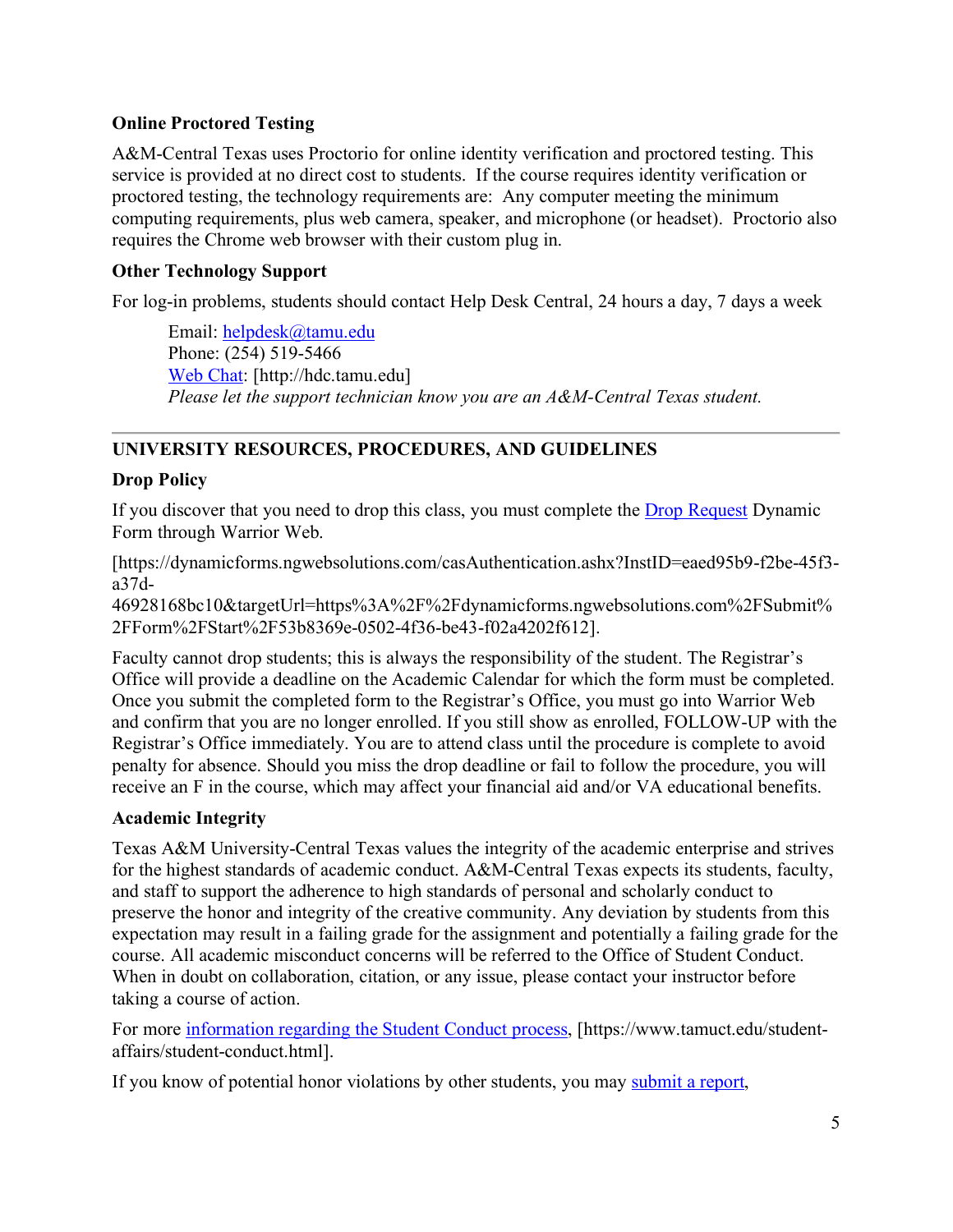### Online Proctored Testing

A&M-Central Texas uses Proctorio for online identity verification and proctored testing. This service is provided at no direct cost to students. If the course requires identity verification or proctored testing, the technology requirements are: Any computer meeting the minimum computing requirements, plus web camera, speaker, and microphone (or headset). Proctorio also requires the Chrome web browser with their custom plug in.

### Other Technology Support

For log-in problems, students should contact Help Desk Central, 24 hours a day, 7 days a week

> Email: helpdesk@tamu.edu
> Phone: (254) 519-5466
> Web Chat: [http://hdc.tamu.edu]
> *Please let the support technician know you are an A&M-Central Texas student.*

---

## UNIVERSITY RESOURCES, PROCEDURES, AND GUIDELINES

### Drop Policy

If you discover that you need to drop this class, you must complete the Drop Request Dynamic Form through Warrior Web.

[https://dynamicforms.ngwebsolutions.com/casAuthentication.ashx?InstID=eaed95b9-f2be-45f3-a37d-46928168bc10&targetUrl=https%3A%2F%2Fdynamicforms.ngwebsolutions.com%2FSubmit%2FForm%2FStart%2F53b8369e-0502-4f36-be43-f02a4202f612].

Faculty cannot drop students; this is always the responsibility of the student. The Registrar's Office will provide a deadline on the Academic Calendar for which the form must be completed. Once you submit the completed form to the Registrar's Office, you must go into Warrior Web and confirm that you are no longer enrolled. If you still show as enrolled, FOLLOW-UP with the Registrar's Office immediately. You are to attend class until the procedure is complete to avoid penalty for absence. Should you miss the drop deadline or fail to follow the procedure, you will receive an F in the course, which may affect your financial aid and/or VA educational benefits.

### Academic Integrity

Texas A&M University-Central Texas values the integrity of the academic enterprise and strives for the highest standards of academic conduct. A&M-Central Texas expects its students, faculty, and staff to support the adherence to high standards of personal and scholarly conduct to preserve the honor and integrity of the creative community. Any deviation by students from this expectation may result in a failing grade for the assignment and potentially a failing grade for the course. All academic misconduct concerns will be referred to the Office of Student Conduct. When in doubt on collaboration, citation, or any issue, please contact your instructor before taking a course of action.

For more information regarding the Student Conduct process, [https://www.tamuct.edu/student-affairs/student-conduct.html].

If you know of potential honor violations by other students, you may submit a report,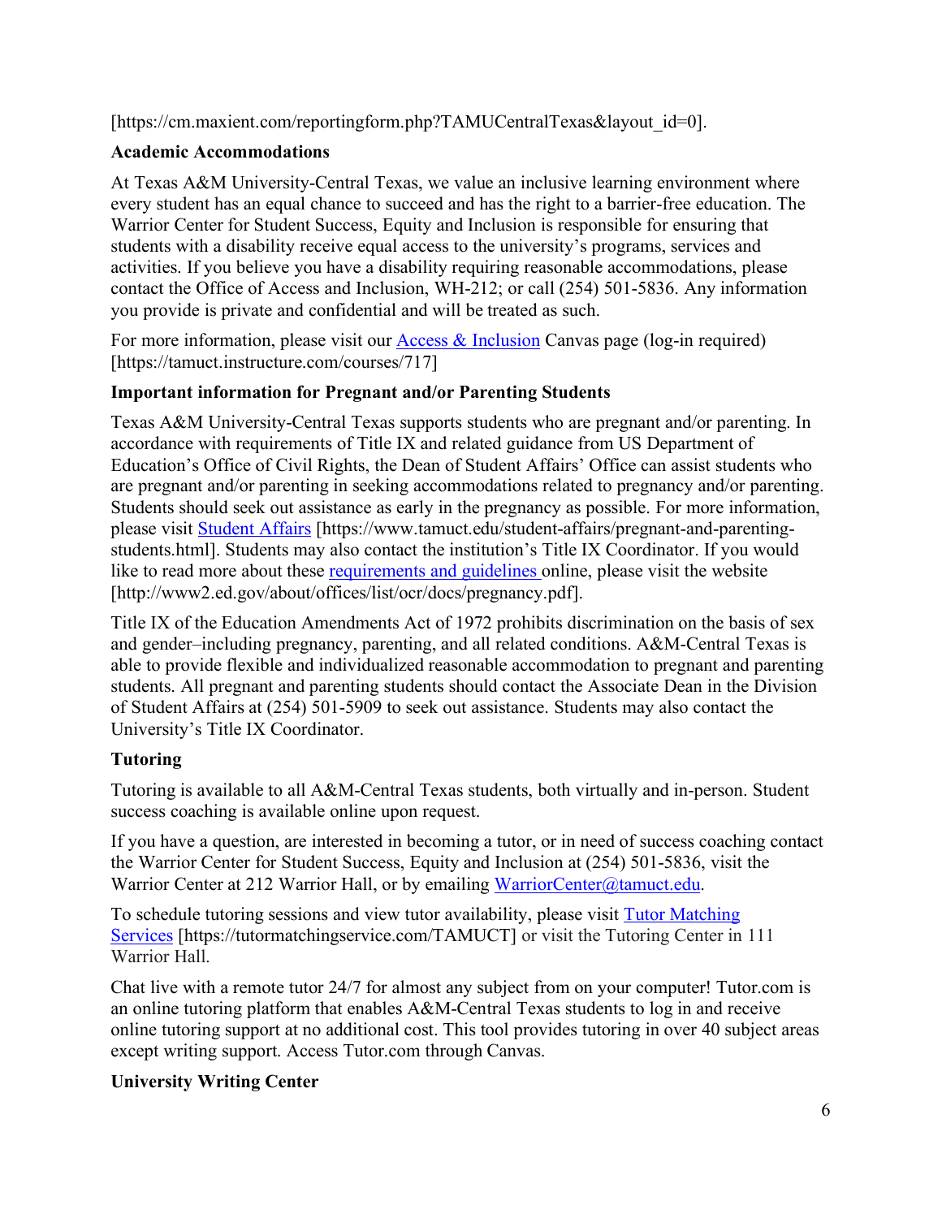[https://cm.maxient.com/reportingform.php?TAMUCentralTexas&layout_id=0].

**Academic Accommodations**

At Texas A&M University-Central Texas, we value an inclusive learning environment where every student has an equal chance to succeed and has the right to a barrier-free education. The Warrior Center for Student Success, Equity and Inclusion is responsible for ensuring that students with a disability receive equal access to the university's programs, services and activities. If you believe you have a disability requiring reasonable accommodations, please contact the Office of Access and Inclusion, WH-212; or call (254) 501-5836. Any information you provide is private and confidential and will be treated as such.

For more information, please visit our Access & Inclusion Canvas page (log-in required) [https://tamuct.instructure.com/courses/717]

**Important information for Pregnant and/or Parenting Students**

Texas A&M University-Central Texas supports students who are pregnant and/or parenting. In accordance with requirements of Title IX and related guidance from US Department of Education's Office of Civil Rights, the Dean of Student Affairs' Office can assist students who are pregnant and/or parenting in seeking accommodations related to pregnancy and/or parenting. Students should seek out assistance as early in the pregnancy as possible. For more information, please visit Student Affairs [https://www.tamuct.edu/student-affairs/pregnant-and-parenting-students.html]. Students may also contact the institution's Title IX Coordinator. If you would like to read more about these requirements and guidelines online, please visit the website [http://www2.ed.gov/about/offices/list/ocr/docs/pregnancy.pdf].

Title IX of the Education Amendments Act of 1972 prohibits discrimination on the basis of sex and gender–including pregnancy, parenting, and all related conditions. A&M-Central Texas is able to provide flexible and individualized reasonable accommodation to pregnant and parenting students. All pregnant and parenting students should contact the Associate Dean in the Division of Student Affairs at (254) 501-5909 to seek out assistance. Students may also contact the University's Title IX Coordinator.

**Tutoring**

Tutoring is available to all A&M-Central Texas students, both virtually and in-person. Student success coaching is available online upon request.

If you have a question, are interested in becoming a tutor, or in need of success coaching contact the Warrior Center for Student Success, Equity and Inclusion at (254) 501-5836, visit the Warrior Center at 212 Warrior Hall, or by emailing WarriorCenter@tamuct.edu.

To schedule tutoring sessions and view tutor availability, please visit Tutor Matching Services [https://tutormatchingservice.com/TAMUCT] or visit the Tutoring Center in 111 Warrior Hall.

Chat live with a remote tutor 24/7 for almost any subject from on your computer! Tutor.com is an online tutoring platform that enables A&M-Central Texas students to log in and receive online tutoring support at no additional cost. This tool provides tutoring in over 40 subject areas except writing support. Access Tutor.com through Canvas.

**University Writing Center**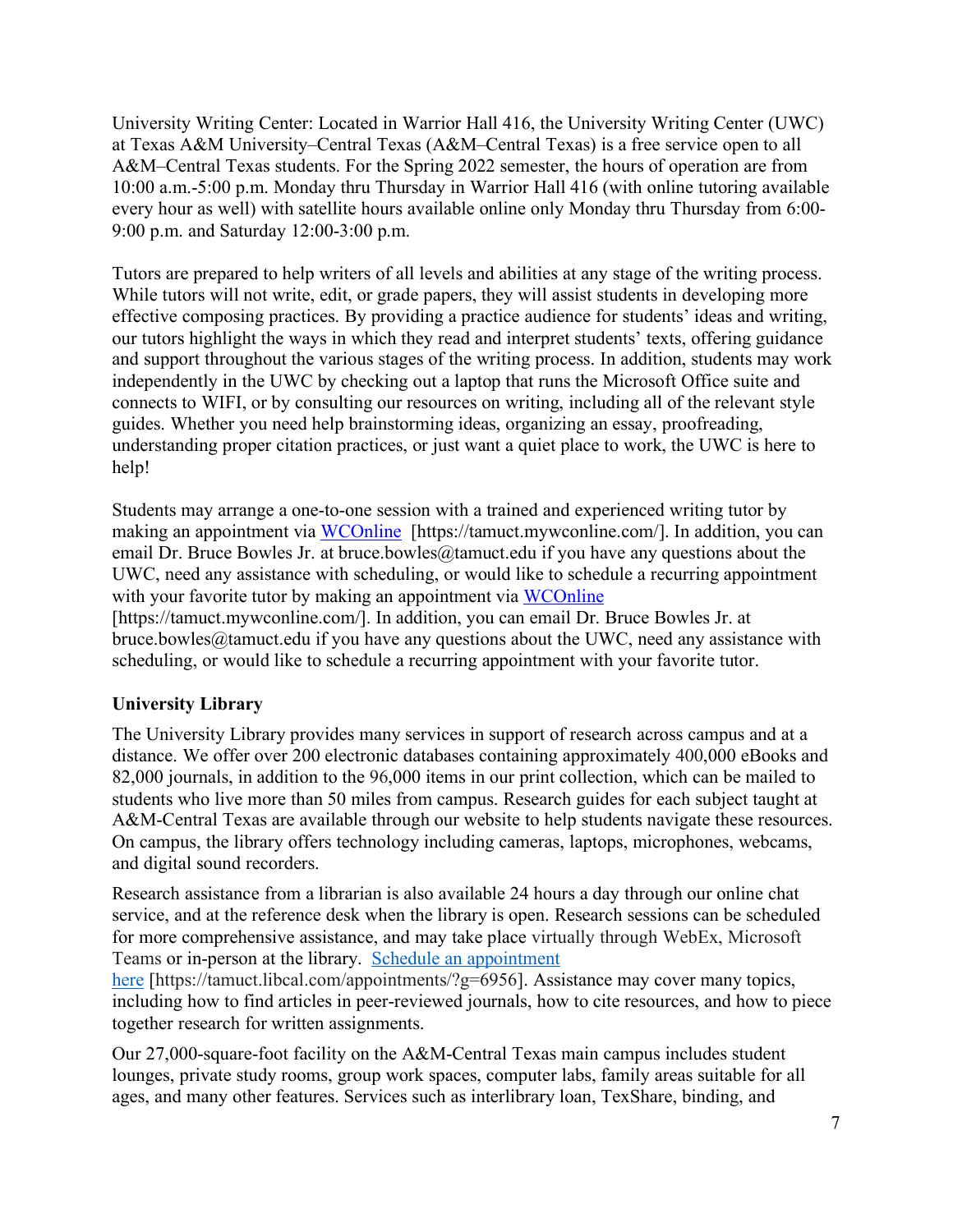University Writing Center: Located in Warrior Hall 416, the University Writing Center (UWC) at Texas A&M University–Central Texas (A&M–Central Texas) is a free service open to all A&M–Central Texas students. For the Spring 2022 semester, the hours of operation are from 10:00 a.m.-5:00 p.m. Monday thru Thursday in Warrior Hall 416 (with online tutoring available every hour as well) with satellite hours available online only Monday thru Thursday from 6:00-9:00 p.m. and Saturday 12:00-3:00 p.m.

Tutors are prepared to help writers of all levels and abilities at any stage of the writing process. While tutors will not write, edit, or grade papers, they will assist students in developing more effective composing practices. By providing a practice audience for students' ideas and writing, our tutors highlight the ways in which they read and interpret students' texts, offering guidance and support throughout the various stages of the writing process. In addition, students may work independently in the UWC by checking out a laptop that runs the Microsoft Office suite and connects to WIFI, or by consulting our resources on writing, including all of the relevant style guides. Whether you need help brainstorming ideas, organizing an essay, proofreading, understanding proper citation practices, or just want a quiet place to work, the UWC is here to help!

Students may arrange a one-to-one session with a trained and experienced writing tutor by making an appointment via [WCOnline](https://tamuct.mywconline.com/) [https://tamuct.mywconline.com/]. In addition, you can email Dr. Bruce Bowles Jr. at bruce.bowles@tamuct.edu if you have any questions about the UWC, need any assistance with scheduling, or would like to schedule a recurring appointment with your favorite tutor by making an appointment via [WCOnline](https://tamuct.mywconline.com/) [https://tamuct.mywconline.com/]. In addition, you can email Dr. Bruce Bowles Jr. at bruce.bowles@tamuct.edu if you have any questions about the UWC, need any assistance with scheduling, or would like to schedule a recurring appointment with your favorite tutor.

**University Library**

The University Library provides many services in support of research across campus and at a distance. We offer over 200 electronic databases containing approximately 400,000 eBooks and 82,000 journals, in addition to the 96,000 items in our print collection, which can be mailed to students who live more than 50 miles from campus. Research guides for each subject taught at A&M-Central Texas are available through our website to help students navigate these resources. On campus, the library offers technology including cameras, laptops, microphones, webcams, and digital sound recorders.

Research assistance from a librarian is also available 24 hours a day through our online chat service, and at the reference desk when the library is open. Research sessions can be scheduled for more comprehensive assistance, and may take place virtually through WebEx, Microsoft Teams or in-person at the library. [Schedule an appointment here](https://tamuct.libcal.com/appointments/?g=6956) [https://tamuct.libcal.com/appointments/?g=6956]. Assistance may cover many topics, including how to find articles in peer-reviewed journals, how to cite resources, and how to piece together research for written assignments.

Our 27,000-square-foot facility on the A&M-Central Texas main campus includes student lounges, private study rooms, group work spaces, computer labs, family areas suitable for all ages, and many other features. Services such as interlibrary loan, TexShare, binding, and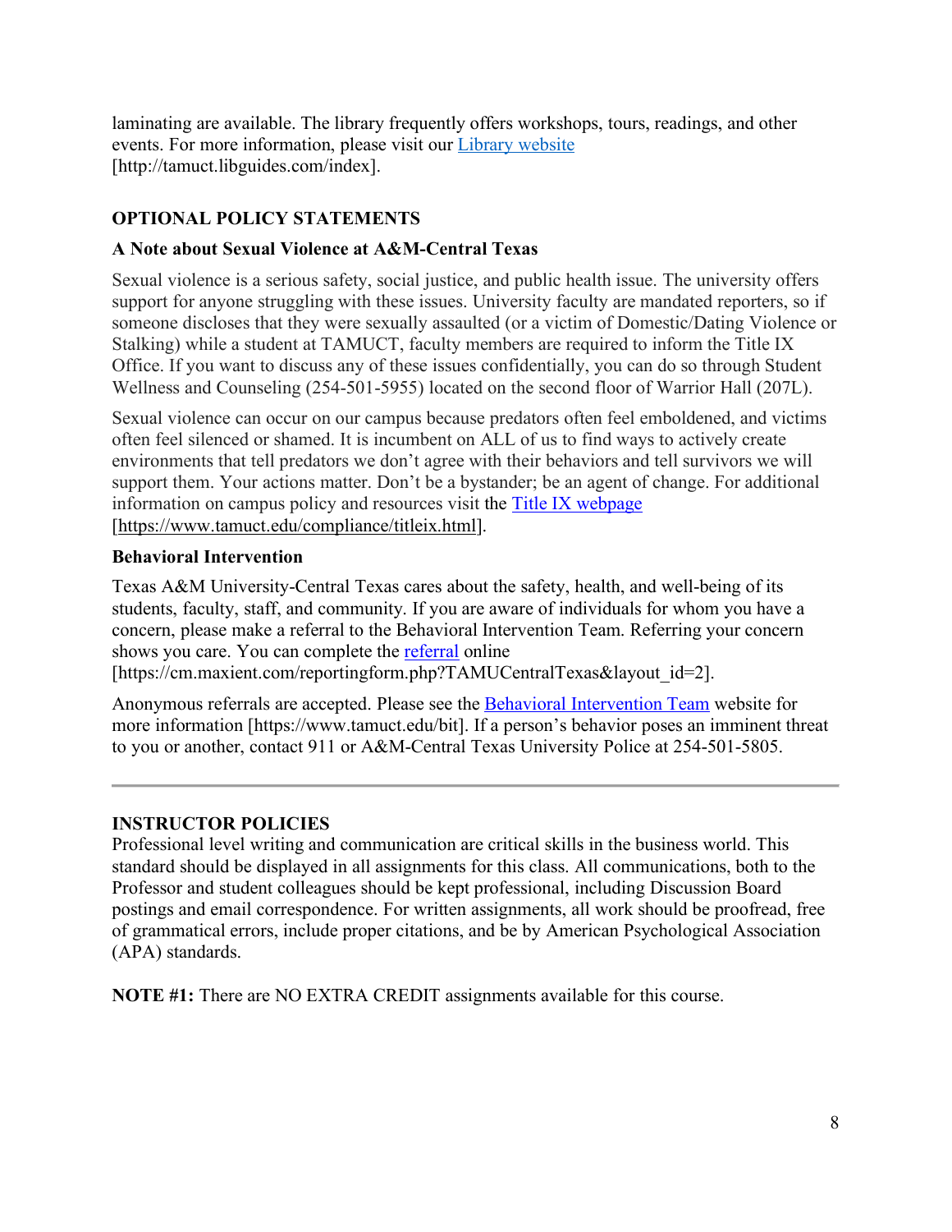laminating are available. The library frequently offers workshops, tours, readings, and other events. For more information, please visit our [Library website](http://tamuct.libguides.com/index) [http://tamuct.libguides.com/index].

## OPTIONAL POLICY STATEMENTS

### A Note about Sexual Violence at A&M-Central Texas

Sexual violence is a serious safety, social justice, and public health issue. The university offers support for anyone struggling with these issues. University faculty are mandated reporters, so if someone discloses that they were sexually assaulted (or a victim of Domestic/Dating Violence or Stalking) while a student at TAMUCT, faculty members are required to inform the Title IX Office. If you want to discuss any of these issues confidentially, you can do so through Student Wellness and Counseling (254-501-5955) located on the second floor of Warrior Hall (207L).

Sexual violence can occur on our campus because predators often feel emboldened, and victims often feel silenced or shamed. It is incumbent on ALL of us to find ways to actively create environments that tell predators we don't agree with their behaviors and tell survivors we will support them. Your actions matter. Don't be a bystander; be an agent of change. For additional information on campus policy and resources visit the [Title IX webpage](https://www.tamuct.edu/compliance/titleix.html) [https://www.tamuct.edu/compliance/titleix.html].

### Behavioral Intervention

Texas A&M University-Central Texas cares about the safety, health, and well-being of its students, faculty, staff, and community. If you are aware of individuals for whom you have a concern, please make a referral to the Behavioral Intervention Team. Referring your concern shows you care. You can complete the [referral](https://cm.maxient.com/reportingform.php?TAMUCentralTexas&layout_id=2) online [https://cm.maxient.com/reportingform.php?TAMUCentralTexas&layout_id=2].

Anonymous referrals are accepted. Please see the [Behavioral Intervention Team](https://www.tamuct.edu/bit) website for more information [https://www.tamuct.edu/bit]. If a person's behavior poses an imminent threat to you or another, contact 911 or A&M-Central Texas University Police at 254-501-5805.

---

## INSTRUCTOR POLICIES

Professional level writing and communication are critical skills in the business world. This standard should be displayed in all assignments for this class. All communications, both to the Professor and student colleagues should be kept professional, including Discussion Board postings and email correspondence. For written assignments, all work should be proofread, free of grammatical errors, include proper citations, and be by American Psychological Association (APA) standards.

**NOTE #1:** There are NO EXTRA CREDIT assignments available for this course.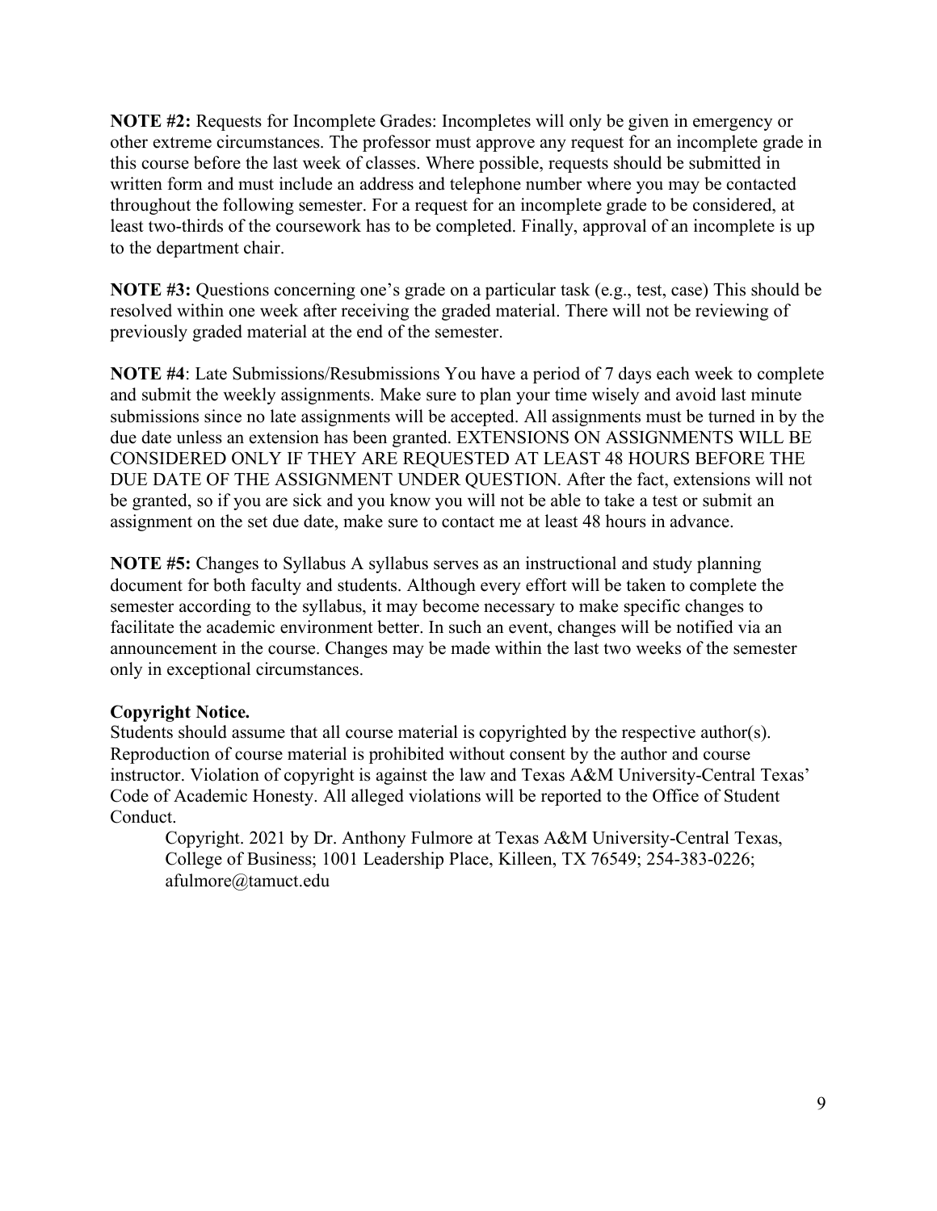**NOTE #2:** Requests for Incomplete Grades: Incompletes will only be given in emergency or other extreme circumstances. The professor must approve any request for an incomplete grade in this course before the last week of classes. Where possible, requests should be submitted in written form and must include an address and telephone number where you may be contacted throughout the following semester. For a request for an incomplete grade to be considered, at least two-thirds of the coursework has to be completed. Finally, approval of an incomplete is up to the department chair.

**NOTE #3:** Questions concerning one's grade on a particular task (e.g., test, case) This should be resolved within one week after receiving the graded material. There will not be reviewing of previously graded material at the end of the semester.

**NOTE #4**: Late Submissions/Resubmissions You have a period of 7 days each week to complete and submit the weekly assignments. Make sure to plan your time wisely and avoid last minute submissions since no late assignments will be accepted. All assignments must be turned in by the due date unless an extension has been granted. EXTENSIONS ON ASSIGNMENTS WILL BE CONSIDERED ONLY IF THEY ARE REQUESTED AT LEAST 48 HOURS BEFORE THE DUE DATE OF THE ASSIGNMENT UNDER QUESTION. After the fact, extensions will not be granted, so if you are sick and you know you will not be able to take a test or submit an assignment on the set due date, make sure to contact me at least 48 hours in advance.

**NOTE #5:** Changes to Syllabus A syllabus serves as an instructional and study planning document for both faculty and students. Although every effort will be taken to complete the semester according to the syllabus, it may become necessary to make specific changes to facilitate the academic environment better. In such an event, changes will be notified via an announcement in the course. Changes may be made within the last two weeks of the semester only in exceptional circumstances.

**Copyright Notice.**

Students should assume that all course material is copyrighted by the respective author(s). Reproduction of course material is prohibited without consent by the author and course instructor. Violation of copyright is against the law and Texas A&M University-Central Texas' Code of Academic Honesty. All alleged violations will be reported to the Office of Student Conduct.

> Copyright. 2021 by Dr. Anthony Fulmore at Texas A&M University-Central Texas, College of Business; 1001 Leadership Place, Killeen, TX 76549; 254-383-0226; afulmore@tamuct.edu